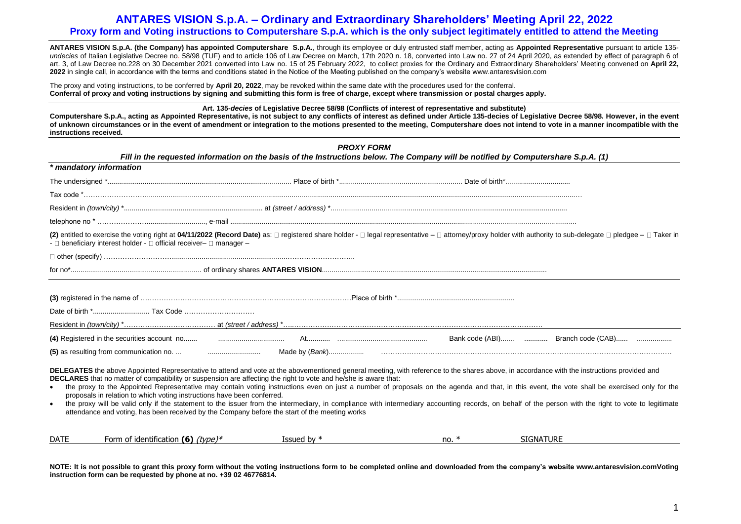# ANTARES VISION S.p.A. – Ordinary and Extraordinary Shareholders' Meeting April 22, 2022

## Proxy form and Voting instructions to Computershare S.p.A. which is the only subject legitimately entitled to attend the Meeting

**ANTARES VISION S.p.A. (the Company) has appointed Computershare S.p.A.**, through its employee or duly entrusted staff member, acting as **Appointed Representative** pursuant to article 135-*undecies* of Italian Legislative Decree no. 58/98 (TUF) and to article 106 of Law Decree on March, 17th 2020 n. 18, converted into Law no. 27 of 24 April 2020, as extended by effect of paragraph 6 of art. 3, of Law Decree no.228 on 30 December 2021 converted into Law no. 15 of 25 February 2022, to collect proxies for the Ordinary and Extraordinary Shareholders' Meeting convened on **April 22, 2022** in single call, in accordance with the terms and conditions stated in the Notice of the Meeting published on the company's website www.antaresvision.com

The proxy and voting instructions, to be conferred by **April 20, 2022**, may be revoked within the same date with the procedures used for the conferral.
**Conferral of proxy and voting instructions by signing and submitting this form is free of charge, except where transmission or postal charges apply.**

**Art. 135-*decies* of Legislative Decree 58/98 (Conflicts of interest of representative and substitute)**

**Computershare S.p.A., acting as Appointed Representative, is not subject to any conflicts of interest as defined under Article 135-decies of Legislative Decree 58/98. However, in the event of unknown circumstances or in the event of amendment or integration to the motions presented to the meeting, Computershare does not intend to vote in a manner incompatible with the instructions received.**

### *PROXY FORM*

***Fill in the requested information on the basis of the Instructions below. The Company will be notified by Computershare S.p.A. (1)***

***\* mandatory information***

The undersigned \*.............................................................................................. Place of birth \*............................................................... Date of birth\*.................................

Tax code \*……………………….....................................................................................................................................................................................................................

Resident in *(town/city)* \*....................................................................... at *(street / address)* \*........................................................................................................

telephone no \* …………………..........................., e-mail .................................................................................................................................................................

**(2)** entitled to exercise the voting right at **04/11/2022 (Record Date)** as: □ registered share holder - □ legal representative – □ attorney/proxy holder with authority to sub-delegate □ pledgee – □ Taker in - □ beneficiary interest holder - □ official receiver– □ manager –

□ other (specify) ……………………….........................................................………………………..

for no\*................................................................... of ordinary shares **ANTARES VISION**..................................................................................................................

**(3)** registered in the name of ……………………………………………………………………………….Place of birth \*..........................................................

Date of birth \*............................ Tax Code …………………………

Resident in *(town/city)* \*………………………………… at *(street / address)* \*…..……………………………………………………………………………………………….

**(4)** Registered in the securities account no....... ................................. At............ ............................................. Bank code (ABI)....... ........... Branch code (CAB)...... .................

**(5)** as resulting from communication no. ... .......................... Made by (*Bank*).................. …………………………………………………………………………………………………………

**DELEGATES** the above Appointed Representative to attend and vote at the abovementioned general meeting, with reference to the shares above, in accordance with the instructions provided and
**DECLARES** that no matter of compatibility or suspension are affecting the right to vote and he/she is aware that:

- the proxy to the Appointed Representative may contain voting instructions even on just a number of proposals on the agenda and that, in this event, the vote shall be exercised only for the proposals in relation to which voting instructions have been conferred.
- the proxy will be valid only if the statement to the issuer from the intermediary, in compliance with intermediary accounting records, on behalf of the person with the right to vote to legitimate attendance and voting, has been received by the Company before the start of the meeting works

| DATE | Form of identification **(6)** *(type)*\* | Issued by \* | no. \* | SIGNATURE |
|---|---|---|---|---|

**NOTE: It is not possible to grant this proxy form without the voting instructions form to be completed online and downloaded from the company's website www.antaresvision.comVoting instruction form can be requested by phone at no. +39 02 46776814.**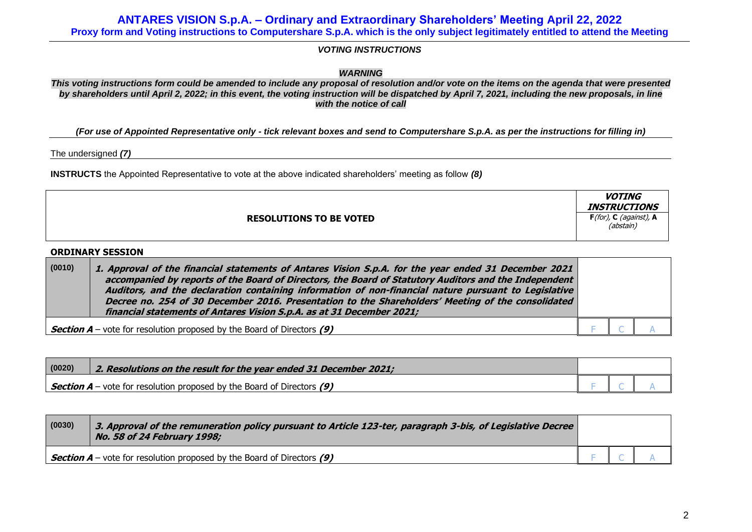# ANTARES VISION S.p.A. – Ordinary and Extraordinary Shareholders' Meeting April 22, 2022

**Proxy form and Voting instructions to Computershare S.p.A. which is the only subject legitimately entitled to attend the Meeting**

***VOTING INSTRUCTIONS***

***WARNING***

***This voting instructions form could be amended to include any proposal of resolution and/or vote on the items on the agenda that were presented by shareholders until April 2, 2022; in this event, the voting instruction will be dispatched by April 7, 2021, including the new proposals, in line with the notice of call***

***(For use of Appointed Representative only - tick relevant boxes and send to Computershare S.p.A. as per the instructions for filling in)***

The undersigned ***(7)***

**INSTRUCTS** the Appointed Representative to vote at the above indicated shareholders' meeting as follow ***(8)***

| RESOLUTIONS TO BE VOTED | | VOTING INSTRUCTIONS<br>**F** *(for)*, **C** *(against)*, **A** *(abstain)* | | |
|---|---|---|---|---|
| **ORDINARY SESSION** | | | | |
| (0010) | ***1. Approval of the financial statements of Antares Vision S.p.A. for the year ended 31 December 2021 accompanied by reports of the Board of Directors, the Board of Statutory Auditors and the Independent Auditors, and the declaration containing information of non-financial nature pursuant to Legislative Decree no. 254 of 30 December 2016. Presentation to the Shareholders' Meeting of the consolidated financial statements of Antares Vision S.p.A. as at 31 December 2021;*** | | | |
| ***Section A*** – vote for resolution proposed by the Board of Directors ***(9)*** | | F | C | A |
| (0020) | ***2. Resolutions on the result for the year ended 31 December 2021;*** | | | |
| ***Section A*** – vote for resolution proposed by the Board of Directors ***(9)*** | | F | C | A |
| (0030) | ***3. Approval of the remuneration policy pursuant to Article 123-ter, paragraph 3-bis, of Legislative Decree No. 58 of 24 February 1998;*** | | | |
| ***Section A*** – vote for resolution proposed by the Board of Directors ***(9)*** | | F | C | A |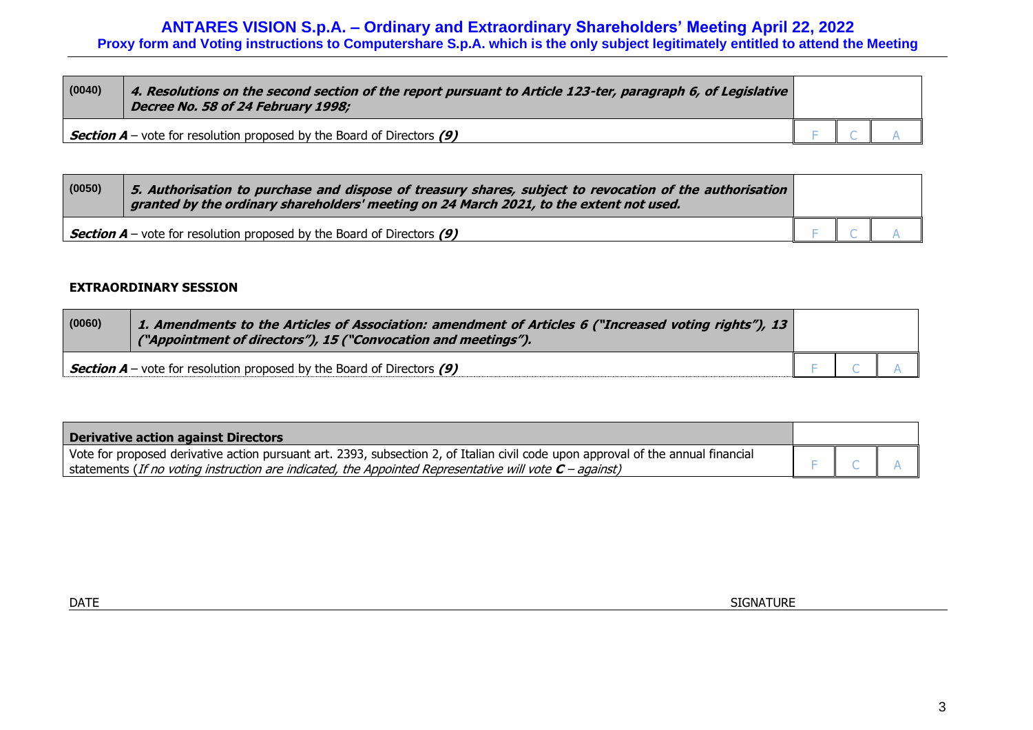| (0040) | *4. Resolutions on the second section of the report pursuant to Article 123-ter, paragraph 6, of Legislative Decree No. 58 of 24 February 1998;* | | | |
|---|---|---|---|---|
| ***Section A*** – vote for resolution proposed by the Board of Directors ***(9)*** | | F | C | A |

| (0050) | *5. Authorisation to purchase and dispose of treasury shares, subject to revocation of the authorisation granted by the ordinary shareholders' meeting on 24 March 2021, to the extent not used.* | | | |
|---|---|---|---|---|
| ***Section A*** – vote for resolution proposed by the Board of Directors ***(9)*** | | F | C | A |

**EXTRAORDINARY SESSION**

| (0060) | *1. Amendments to the Articles of Association: amendment of Articles 6 ("Increased voting rights"), 13 ("Appointment of directors"), 15 ("Convocation and meetings").* | | | |
|---|---|---|---|---|
| ***Section A*** – vote for resolution proposed by the Board of Directors ***(9)*** | | F | C | A |

| **Derivative action against Directors** | | | |
|---|---|---|---|
| Vote for proposed derivative action pursuant art. 2393, subsection 2, of Italian civil code upon approval of the annual financial statements (*If no voting instruction are indicated, the Appointed Representative will vote **C** – against*) | F | C | A |

DATE SIGNATURE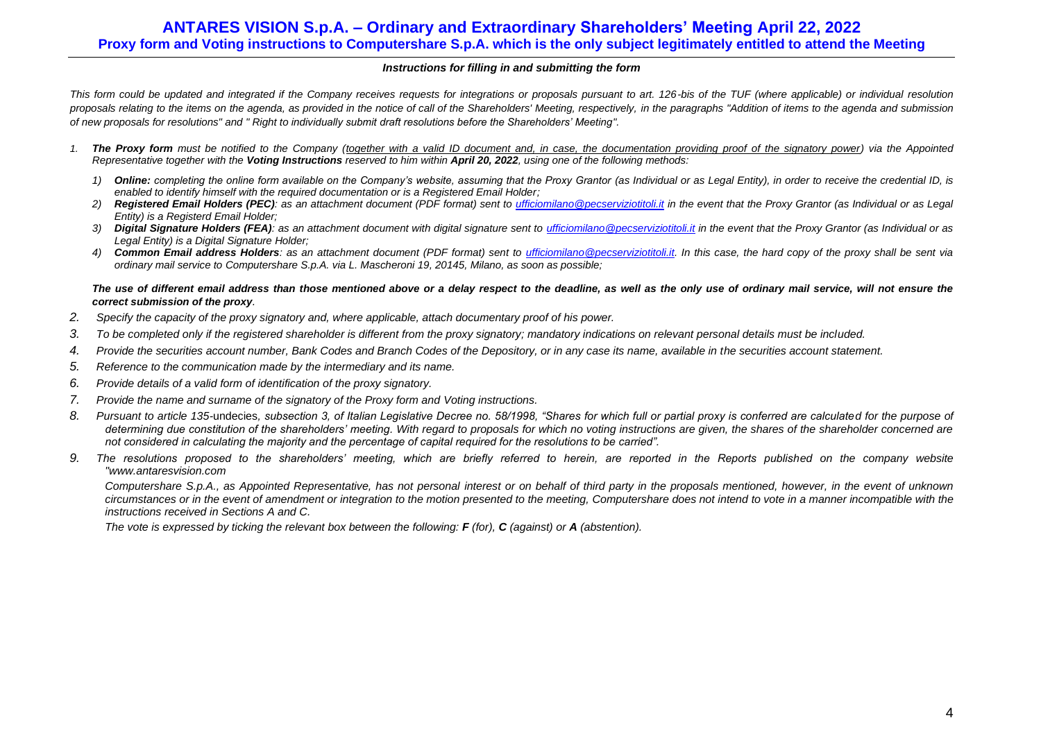# ANTARES VISION S.p.A. – Ordinary and Extraordinary Shareholders' Meeting April 22, 2022

## Proxy form and Voting instructions to Computershare S.p.A. which is the only subject legitimately entitled to attend the Meeting

### *Instructions for filling in and submitting the form*

*This form could be updated and integrated if the Company receives requests for integrations or proposals pursuant to art. 126-bis of the TUF (where applicable) or individual resolution proposals relating to the items on the agenda, as provided in the notice of call of the Shareholders' Meeting, respectively, in the paragraphs "Addition of items to the agenda and submission of new proposals for resolutions" and " Right to individually submit draft resolutions before the Shareholders' Meeting".*

1. ***The Proxy form** must be notified to the Company (together with a valid ID document and, in case, the documentation providing proof of the signatory power) via the Appointed Representative together with the **Voting Instructions** reserved to him within **April 20, 2022**, using one of the following methods:*
   1) ***Online:** completing the online form available on the Company's website, assuming that the Proxy Grantor (as Individual or as Legal Entity), in order to receive the credential ID, is enabled to identify himself with the required documentation or is a Registered Email Holder;*
   2) ***Registered Email Holders (PEC)**: as an attachment document (PDF format) sent to ufficiomilano@pecserviziotitoli.it in the event that the Proxy Grantor (as Individual or as Legal Entity) is a Registerd Email Holder;*
   3) ***Digital Signature Holders (FEA)**: as an attachment document with digital signature sent to ufficiomilano@pecserviziotitoli.it in the event that the Proxy Grantor (as Individual or as Legal Entity) is a Digital Signature Holder;*
   4) ***Common Email address Holders**: as an attachment document (PDF format) sent to ufficiomilano@pecserviziotitoli.it. In this case, the hard copy of the proxy shall be sent via ordinary mail service to Computershare S.p.A. via L. Mascheroni 19, 20145, Milano, as soon as possible;*

   ***The use of different email address than those mentioned above or a delay respect to the deadline, as well as the only use of ordinary mail service, will not ensure the correct submission of the proxy**.*
2. *Specify the capacity of the proxy signatory and, where applicable, attach documentary proof of his power.*
3. *To be completed only if the registered shareholder is different from the proxy signatory; mandatory indications on relevant personal details must be included.*
4. *Provide the securities account number, Bank Codes and Branch Codes of the Depository, or in any case its name, available in the securities account statement.*
5. *Reference to the communication made by the intermediary and its name.*
6. *Provide details of a valid form of identification of the proxy signatory.*
7. *Provide the name and surname of the signatory of the Proxy form and Voting instructions.*
8. *Pursuant to article 135-*undecies*, subsection 3, of Italian Legislative Decree no. 58/1998, "Shares for which full or partial proxy is conferred are calculated for the purpose of determining due constitution of the shareholders' meeting. With regard to proposals for which no voting instructions are given, the shares of the shareholder concerned are not considered in calculating the majority and the percentage of capital required for the resolutions to be carried".*
9. *The resolutions proposed to the shareholders' meeting, which are briefly referred to herein, are reported in the Reports published on the company website "www.antaresvision.com*

   *Computershare S.p.A., as Appointed Representative, has not personal interest or on behalf of third party in the proposals mentioned, however, in the event of unknown circumstances or in the event of amendment or integration to the motion presented to the meeting, Computershare does not intend to vote in a manner incompatible with the instructions received in Sections A and C.*

   *The vote is expressed by ticking the relevant box between the following: **F** (for), **C** (against) or **A** (abstention).*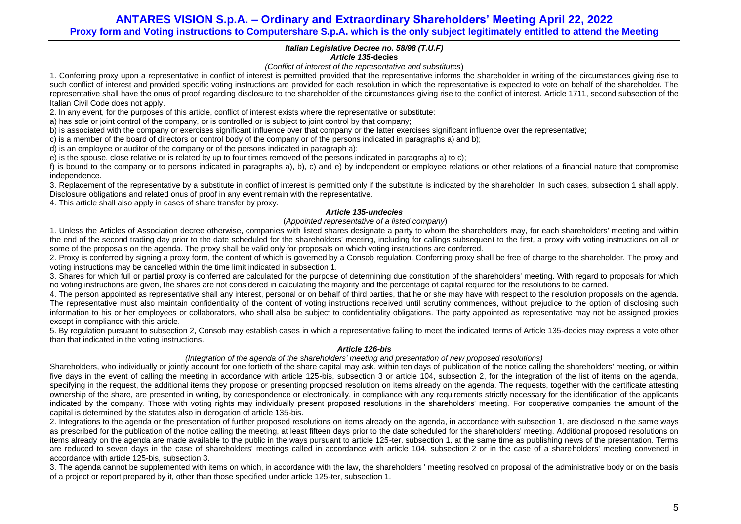*Italian Legislative Decree no. 58/98 (T.U.F)*

***Article 135*-decies**

*(Conflict of interest of the representative and substitutes*)

1. Conferring proxy upon a representative in conflict of interest is permitted provided that the representative informs the shareholder in writing of the circumstances giving rise to such conflict of interest and provided specific voting instructions are provided for each resolution in which the representative is expected to vote on behalf of the shareholder. The representative shall have the onus of proof regarding disclosure to the shareholder of the circumstances giving rise to the conflict of interest. Article 1711, second subsection of the Italian Civil Code does not apply.

2. In any event, for the purposes of this article, conflict of interest exists where the representative or substitute:

a) has sole or joint control of the company, or is controlled or is subject to joint control by that company;

b) is associated with the company or exercises significant influence over that company or the latter exercises significant influence over the representative;

c) is a member of the board of directors or control body of the company or of the persons indicated in paragraphs a) and b);

d) is an employee or auditor of the company or of the persons indicated in paragraph a);

e) is the spouse, close relative or is related by up to four times removed of the persons indicated in paragraphs a) to c);

f) is bound to the company or to persons indicated in paragraphs a), b), c) and e) by independent or employee relations or other relations of a financial nature that compromise independence.

3. Replacement of the representative by a substitute in conflict of interest is permitted only if the substitute is indicated by the shareholder. In such cases, subsection 1 shall apply. Disclosure obligations and related onus of proof in any event remain with the representative.

4. This article shall also apply in cases of share transfer by proxy.

***Article 135-undecies***

(*Appointed representative of a listed company*)

1. Unless the Articles of Association decree otherwise, companies with listed shares designate a party to whom the shareholders may, for each shareholders' meeting and within the end of the second trading day prior to the date scheduled for the shareholders' meeting, including for callings subsequent to the first, a proxy with voting instructions on all or some of the proposals on the agenda. The proxy shall be valid only for proposals on which voting instructions are conferred.

2. Proxy is conferred by signing a proxy form, the content of which is governed by a Consob regulation. Conferring proxy shall be free of charge to the shareholder. The proxy and voting instructions may be cancelled within the time limit indicated in subsection 1.

3. Shares for which full or partial proxy is conferred are calculated for the purpose of determining due constitution of the shareholders' meeting. With regard to proposals for which no voting instructions are given, the shares are not considered in calculating the majority and the percentage of capital required for the resolutions to be carried.

4. The person appointed as representative shall any interest, personal or on behalf of third parties, that he or she may have with respect to the resolution proposals on the agenda. The representative must also maintain confidentiality of the content of voting instructions received until scrutiny commences, without prejudice to the option of disclosing such information to his or her employees or collaborators, who shall also be subject to confidentiality obligations. The party appointed as representative may not be assigned proxies except in compliance with this article.

5. By regulation pursuant to subsection 2, Consob may establish cases in which a representative failing to meet the indicated terms of Article 135-decies may express a vote other than that indicated in the voting instructions.

***Article 126-bis***

*(Integration of the agenda of the shareholders' meeting and presentation of new proposed resolutions)*

Shareholders, who individually or jointly account for one fortieth of the share capital may ask, within ten days of publication of the notice calling the shareholders' meeting, or within five days in the event of calling the meeting in accordance with article 125-bis, subsection 3 or article 104, subsection 2, for the integration of the list of items on the agenda, specifying in the request, the additional items they propose or presenting proposed resolution on items already on the agenda. The requests, together with the certificate attesting ownership of the share, are presented in writing, by correspondence or electronically, in compliance with any requirements strictly necessary for the identification of the applicants indicated by the company. Those with voting rights may individually present proposed resolutions in the shareholders' meeting. For cooperative companies the amount of the capital is determined by the statutes also in derogation of article 135-bis.

2. Integrations to the agenda or the presentation of further proposed resolutions on items already on the agenda, in accordance with subsection 1, are disclosed in the same ways as prescribed for the publication of the notice calling the meeting, at least fifteen days prior to the date scheduled for the shareholders' meeting. Additional proposed resolutions on items already on the agenda are made available to the public in the ways pursuant to article 125-ter, subsection 1, at the same time as publishing news of the presentation. Terms are reduced to seven days in the case of shareholders' meetings called in accordance with article 104, subsection 2 or in the case of a shareholders' meeting convened in accordance with article 125-bis, subsection 3.

3. The agenda cannot be supplemented with items on which, in accordance with the law, the shareholders ' meeting resolved on proposal of the administrative body or on the basis of a project or report prepared by it, other than those specified under article 125-ter, subsection 1.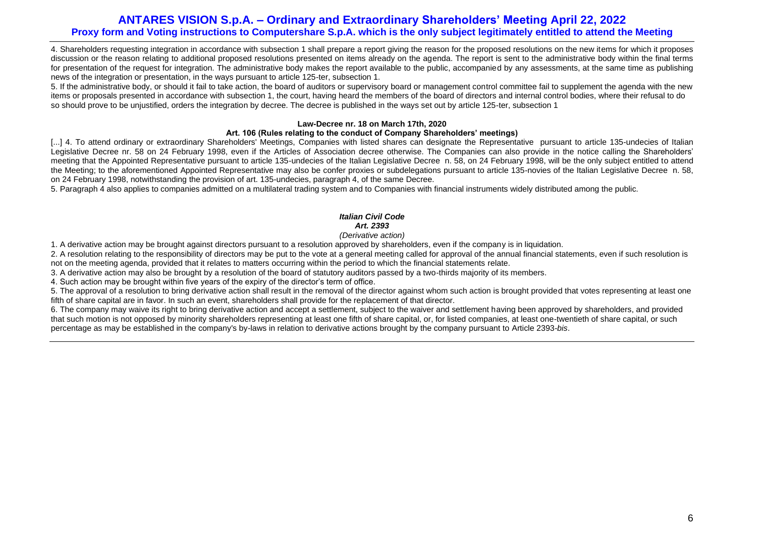4. Shareholders requesting integration in accordance with subsection 1 shall prepare a report giving the reason for the proposed resolutions on the new items for which it proposes discussion or the reason relating to additional proposed resolutions presented on items already on the agenda. The report is sent to the administrative body within the final terms for presentation of the request for integration. The administrative body makes the report available to the public, accompanied by any assessments, at the same time as publishing news of the integration or presentation, in the ways pursuant to article 125-ter, subsection 1.

5. If the administrative body, or should it fail to take action, the board of auditors or supervisory board or management control committee fail to supplement the agenda with the new items or proposals presented in accordance with subsection 1, the court, having heard the members of the board of directors and internal control bodies, where their refusal to do so should prove to be unjustified, orders the integration by decree. The decree is published in the ways set out by article 125-ter, subsection 1

**Law-Decree nr. 18 on March 17th, 2020**

**Art. 106 (Rules relating to the conduct of Company Shareholders' meetings)**

[...] 4. To attend ordinary or extraordinary Shareholders' Meetings, Companies with listed shares can designate the Representative pursuant to article 135-undecies of Italian Legislative Decree nr. 58 on 24 February 1998, even if the Articles of Association decree otherwise. The Companies can also provide in the notice calling the Shareholders' meeting that the Appointed Representative pursuant to article 135-undecies of the Italian Legislative Decree n. 58, on 24 February 1998, will be the only subject entitled to attend the Meeting; to the aforementioned Appointed Representative may also be confer proxies or subdelegations pursuant to article 135-novies of the Italian Legislative Decree n. 58, on 24 February 1998, notwithstanding the provision of art. 135-undecies, paragraph 4, of the same Decree.

5. Paragraph 4 also applies to companies admitted on a multilateral trading system and to Companies with financial instruments widely distributed among the public.

***Italian Civil Code***

***Art. 2393***

*(Derivative action)*

1. A derivative action may be brought against directors pursuant to a resolution approved by shareholders, even if the company is in liquidation.

2. A resolution relating to the responsibility of directors may be put to the vote at a general meeting called for approval of the annual financial statements, even if such resolution is not on the meeting agenda, provided that it relates to matters occurring within the period to which the financial statements relate.

3. A derivative action may also be brought by a resolution of the board of statutory auditors passed by a two-thirds majority of its members.

4. Such action may be brought within five years of the expiry of the director's term of office.

5. The approval of a resolution to bring derivative action shall result in the removal of the director against whom such action is brought provided that votes representing at least one fifth of share capital are in favor. In such an event, shareholders shall provide for the replacement of that director.

6. The company may waive its right to bring derivative action and accept a settlement, subject to the waiver and settlement having been approved by shareholders, and provided that such motion is not opposed by minority shareholders representing at least one fifth of share capital, or, for listed companies, at least one-twentieth of share capital, or such percentage as may be established in the company's by-laws in relation to derivative actions brought by the company pursuant to Article 2393-*bis*.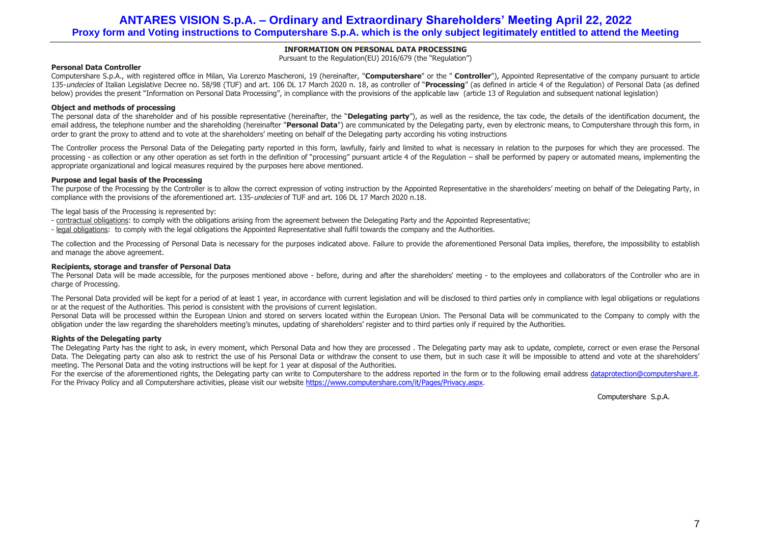# ANTARES VISION S.p.A. – Ordinary and Extraordinary Shareholders' Meeting April 22, 2022

## Proxy form and Voting instructions to Computershare S.p.A. which is the only subject legitimately entitled to attend the Meeting

### INFORMATION ON PERSONAL DATA PROCESSING

Pursuant to the Regulation(EU) 2016/679 (the "Regulation")

**Personal Data Controller**

Computershare S.p.A., with registered office in Milan, Via Lorenzo Mascheroni, 19 (hereinafter, "**Computershare**" or the " **Controller**"), Appointed Representative of the company pursuant to article 135-*undecies* of Italian Legislative Decree no. 58/98 (TUF) and art. 106 DL 17 March 2020 n. 18, as controller of "**Processing**" (as defined in article 4 of the Regulation) of Personal Data (as defined below) provides the present "Information on Personal Data Processing", in compliance with the provisions of the applicable law (article 13 of Regulation and subsequent national legislation)

**Object and methods of processing**

The personal data of the shareholder and of his possible representative (hereinafter, the "**Delegating party**"), as well as the residence, the tax code, the details of the identification document, the email address, the telephone number and the shareholding (hereinafter "**Personal Data**") are communicated by the Delegating party, even by electronic means, to Computershare through this form, in order to grant the proxy to attend and to vote at the shareholders' meeting on behalf of the Delegating party according his voting instructions

The Controller process the Personal Data of the Delegating party reported in this form, lawfully, fairly and limited to what is necessary in relation to the purposes for which they are processed. The processing - as collection or any other operation as set forth in the definition of "processing" pursuant article 4 of the Regulation – shall be performed by papery or automated means, implementing the appropriate organizational and logical measures required by the purposes here above mentioned.

**Purpose and legal basis of the Processing**

The purpose of the Processing by the Controller is to allow the correct expression of voting instruction by the Appointed Representative in the shareholders' meeting on behalf of the Delegating Party, in compliance with the provisions of the aforementioned art. 135-*undecies* of TUF and art. 106 DL 17 March 2020 n.18.

The legal basis of the Processing is represented by:

- contractual obligations: to comply with the obligations arising from the agreement between the Delegating Party and the Appointed Representative;
- legal obligations: to comply with the legal obligations the Appointed Representative shall fulfil towards the company and the Authorities.

The collection and the Processing of Personal Data is necessary for the purposes indicated above. Failure to provide the aforementioned Personal Data implies, therefore, the impossibility to establish and manage the above agreement.

**Recipients, storage and transfer of Personal Data**

The Personal Data will be made accessible, for the purposes mentioned above - before, during and after the shareholders' meeting - to the employees and collaborators of the Controller who are in charge of Processing.

The Personal Data provided will be kept for a period of at least 1 year, in accordance with current legislation and will be disclosed to third parties only in compliance with legal obligations or regulations or at the request of the Authorities. This period is consistent with the provisions of current legislation.

Personal Data will be processed within the European Union and stored on servers located within the European Union. The Personal Data will be communicated to the Company to comply with the obligation under the law regarding the shareholders meeting's minutes, updating of shareholders' register and to third parties only if required by the Authorities.

**Rights of the Delegating party**

The Delegating Party has the right to ask, in every moment, which Personal Data and how they are processed . The Delegating party may ask to update, complete, correct or even erase the Personal Data. The Delegating party can also ask to restrict the use of his Personal Data or withdraw the consent to use them, but in such case it will be impossible to attend and vote at the shareholders' meeting. The Personal Data and the voting instructions will be kept for 1 year at disposal of the Authorities.

For the exercise of the aforementioned rights, the Delegating party can write to Computershare to the address reported in the form or to the following email address dataprotection@computershare.it.
For the Privacy Policy and all Computershare activities, please visit our website https://www.computershare.com/it/Pages/Privacy.aspx.

Computershare S.p.A.